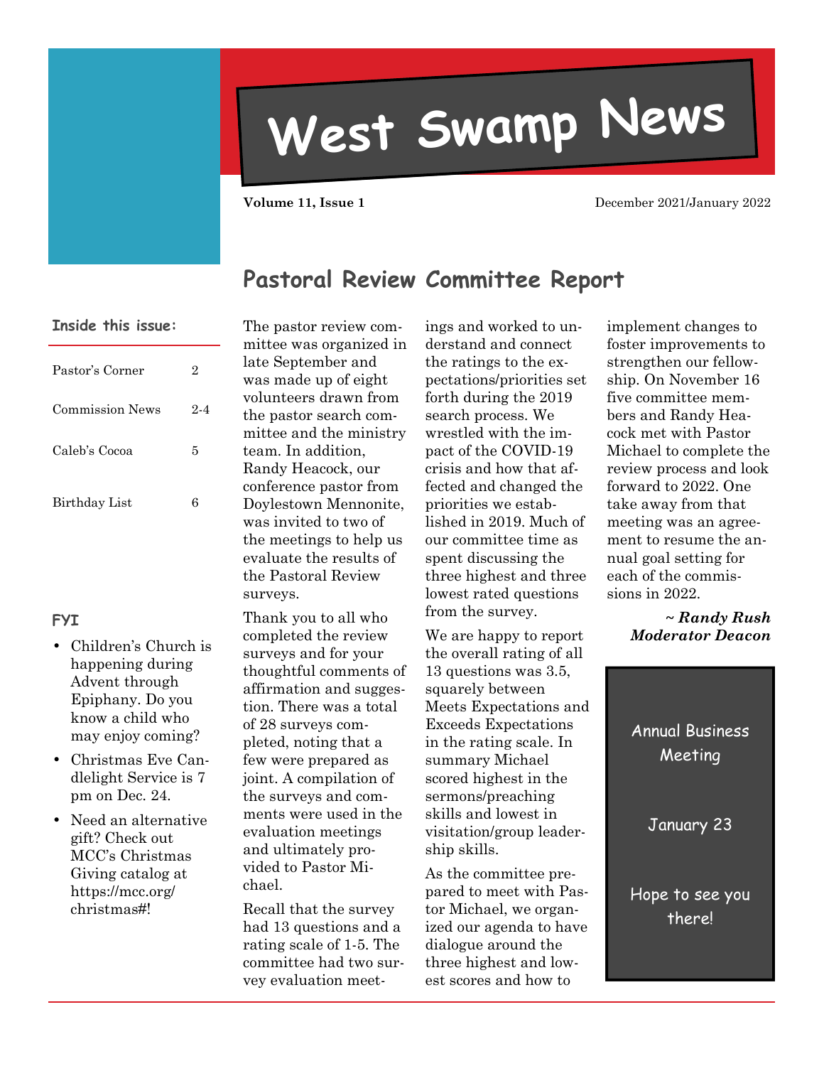# West Swamp News

**Volume 11, Issue 1** December 2021/January 2022

## Pastoral Review Committee Report

The pastor review committee was organized in late September and was made up of eight volunteers drawn from the pastor search committee and the ministry team. In addition, Randy Heacock, our conference pastor from Doylestown Mennonite, was invited to two of the meetings to help us evaluate the results of the Pastoral Review surveys.

Thank you to all who completed the review surveys and for your thoughtful comments of affirmation and suggestion. There was a total of 28 surveys completed, noting that a few were prepared as joint. A compilation of the surveys and comments were used in the evaluation meetings and ultimately provided to Pastor Michael.

Recall that the survey had 13 questions and a rating scale of 1-5. The committee had two survey evaluation meetings and worked to understand and connect the ratings to the expectations/priorities set forth during the 2019 search process. We wrestled with the impact of the COVID-19 crisis and how that affected and changed the priorities we established in 2019. Much of our committee time as spent discussing the three highest and three lowest rated questions from the survey.

We are happy to report the overall rating of all 13 questions was 3.5, squarely between Meets Expectations and Exceeds Expectations in the rating scale. In summary Michael scored highest in the sermons/preaching skills and lowest in visitation/group leadership skills.

As the committee prepared to meet with Pastor Michael, we organized our agenda to have dialogue around the three highest and lowest scores and how to implement changes to foster improvements to strengthen our fellowship. On November 16 five committee members and Randy Heacock met with Pastor Michael to complete the review process and look forward to 2022. One take away from that meeting was an agreement to resume the annual goal setting for each of the commissions in 2022.

*~ Randy Rush*
*Moderator Deacon*

### Inside this issue:

| | |
|---|---|
| Pastor's Corner | 2 |
| Commission News | 2-4 |
| Caleb's Cocoa | 5 |
| Birthday List | 6 |

### FYI

- Children's Church is happening during Advent through Epiphany. Do you know a child who may enjoy coming?
- Christmas Eve Candlelight Service is 7 pm on Dec. 24.
- Need an alternative gift? Check out MCC's Christmas Giving catalog at https://mcc.org/christmas#!

Annual Business Meeting

January 23

Hope to see you there!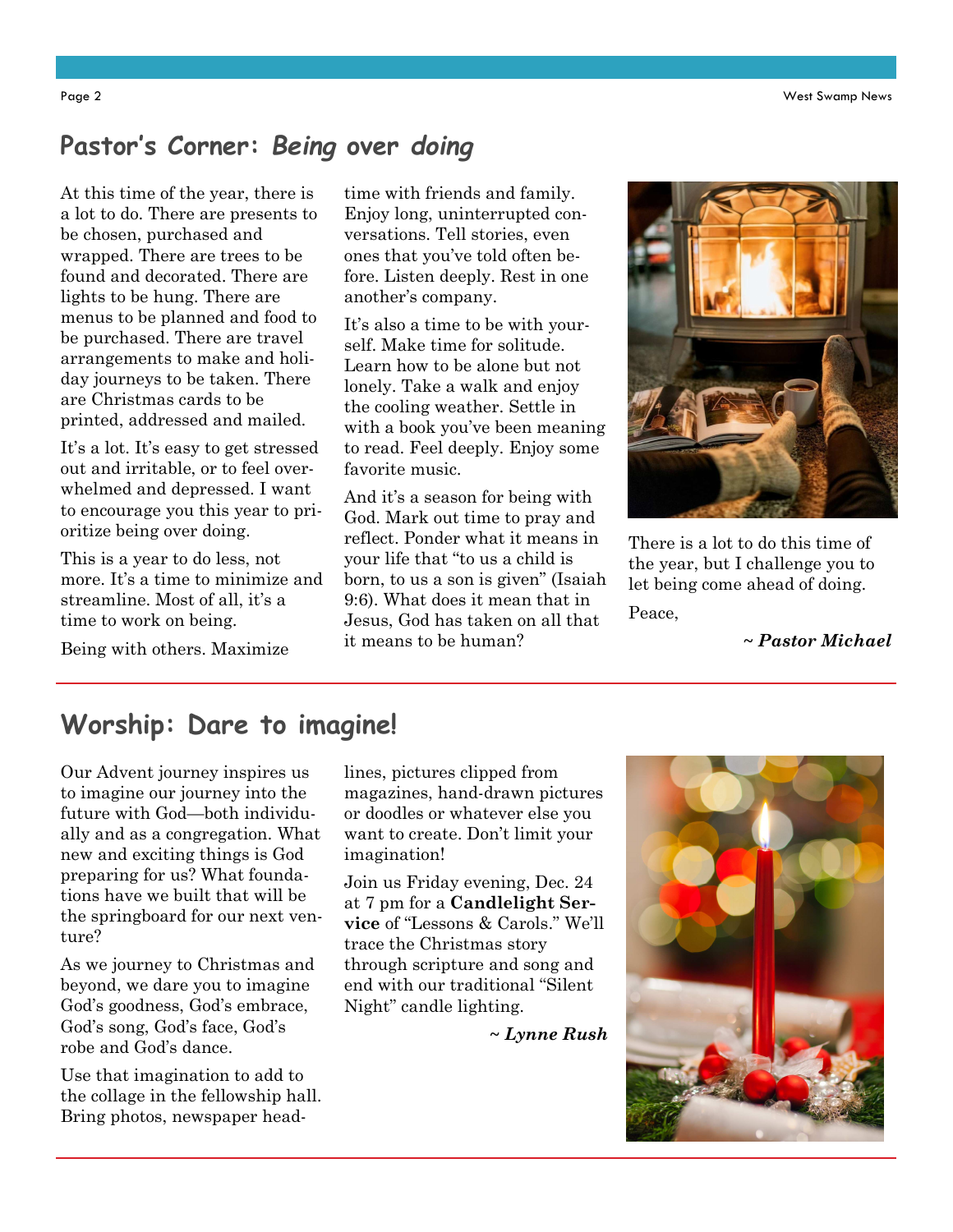## Pastor's Corner: *Being over doing*

At this time of the year, there is a lot to do. There are presents to be chosen, purchased and wrapped. There are trees to be found and decorated. There are lights to be hung. There are menus to be planned and food to be purchased. There are travel arrangements to make and holiday journeys to be taken. There are Christmas cards to be printed, addressed and mailed.

It's a lot. It's easy to get stressed out and irritable, or to feel overwhelmed and depressed. I want to encourage you this year to prioritize being over doing.

This is a year to do less, not more. It's a time to minimize and streamline. Most of all, it's a time to work on being.

Being with others. Maximize time with friends and family. Enjoy long, uninterrupted conversations. Tell stories, even ones that you've told often before. Listen deeply. Rest in one another's company.

It's also a time to be with yourself. Make time for solitude. Learn how to be alone but not lonely. Take a walk and enjoy the cooling weather. Settle in with a book you've been meaning to read. Feel deeply. Enjoy some favorite music.

And it's a season for being with God. Mark out time to pray and reflect. Ponder what it means in your life that "to us a child is born, to us a son is given" (Isaiah 9:6). What does it mean that in Jesus, God has taken on all that it means to be human?

There is a lot to do this time of the year, but I challenge you to let being come ahead of doing.

Peace,

***~ Pastor Michael***

## Worship: Dare to imagine!

Our Advent journey inspires us to imagine our journey into the future with God—both individually and as a congregation. What new and exciting things is God preparing for us? What foundations have we built that will be the springboard for our next venture?

As we journey to Christmas and beyond, we dare you to imagine God's goodness, God's embrace, God's song, God's face, God's robe and God's dance.

Use that imagination to add to the collage in the fellowship hall. Bring photos, newspaper headlines, pictures clipped from magazines, hand-drawn pictures or doodles or whatever else you want to create. Don't limit your imagination!

Join us Friday evening, Dec. 24 at 7 pm for a **Candlelight Service** of "Lessons & Carols." We'll trace the Christmas story through scripture and song and end with our traditional "Silent Night" candle lighting.

***~ Lynne Rush***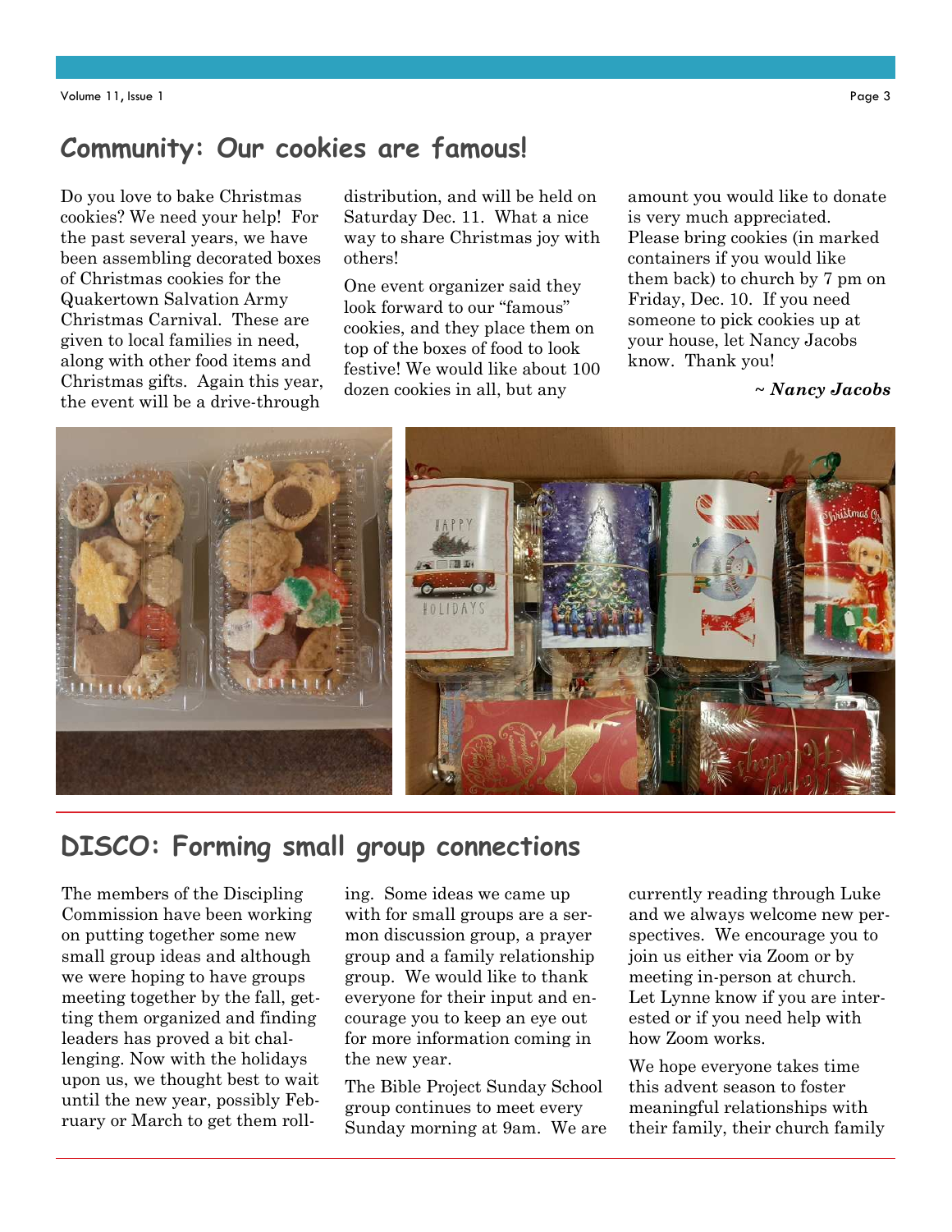## Community: Our cookies are famous!

Do you love to bake Christmas cookies? We need your help! For the past several years, we have been assembling decorated boxes of Christmas cookies for the Quakertown Salvation Army Christmas Carnival. These are given to local families in need, along with other food items and Christmas gifts. Again this year, the event will be a drive-through distribution, and will be held on Saturday Dec. 11. What a nice way to share Christmas joy with others!

One event organizer said they look forward to our "famous" cookies, and they place them on top of the boxes of food to look festive! We would like about 100 dozen cookies in all, but any amount you would like to donate is very much appreciated. Please bring cookies (in marked containers if you would like them back) to church by 7 pm on Friday, Dec. 10. If you need someone to pick cookies up at your house, let Nancy Jacobs know. Thank you!

*~ **Nancy Jacobs***

## DISCO: Forming small group connections

The members of the Discipling Commission have been working on putting together some new small group ideas and although we were hoping to have groups meeting together by the fall, getting them organized and finding leaders has proved a bit challenging. Now with the holidays upon us, we thought best to wait until the new year, possibly February or March to get them rolling. Some ideas we came up with for small groups are a sermon discussion group, a prayer group and a family relationship group. We would like to thank everyone for their input and encourage you to keep an eye out for more information coming in the new year.

The Bible Project Sunday School group continues to meet every Sunday morning at 9am. We are currently reading through Luke and we always welcome new perspectives. We encourage you to join us either via Zoom or by meeting in-person at church. Let Lynne know if you are interested or if you need help with how Zoom works.

We hope everyone takes time this advent season to foster meaningful relationships with their family, their church family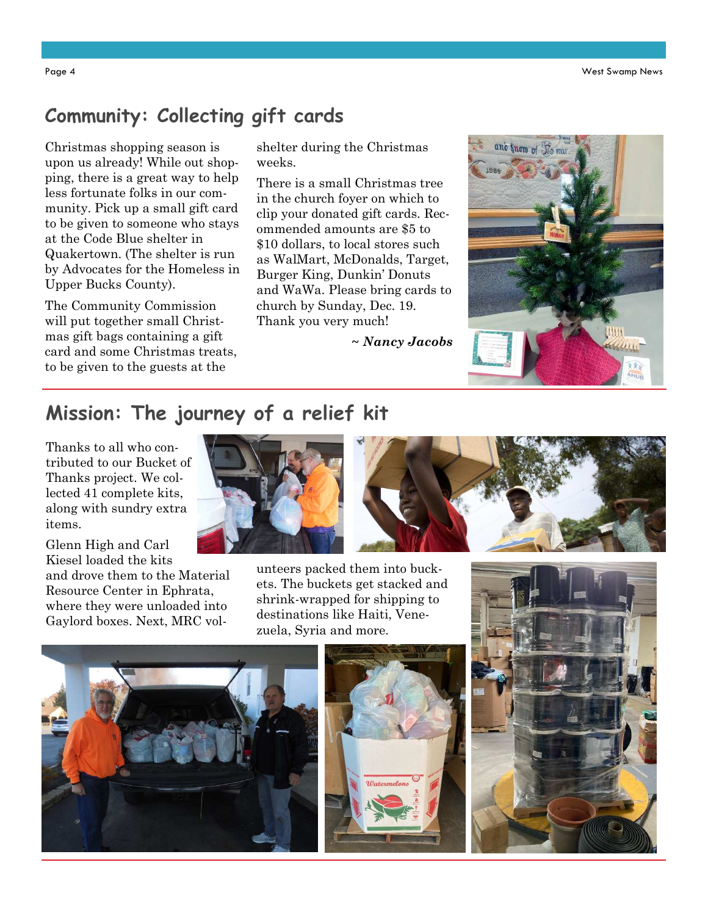## Community: Collecting gift cards

Christmas shopping season is upon us already! While out shopping, there is a great way to help less fortunate folks in our community. Pick up a small gift card to be given to someone who stays at the Code Blue shelter in Quakertown. (The shelter is run by Advocates for the Homeless in Upper Bucks County).

The Community Commission will put together small Christmas gift bags containing a gift card and some Christmas treats, to be given to the guests at the shelter during the Christmas weeks.

There is a small Christmas tree in the church foyer on which to clip your donated gift cards. Recommended amounts are $5 to $10 dollars, to local stores such as WalMart, McDonalds, Target, Burger King, Dunkin' Donuts and WaWa. Please bring cards to church by Sunday, Dec. 19. Thank you very much!

*~ **Nancy Jacobs***

## Mission: The journey of a relief kit

Thanks to all who contributed to our Bucket of Thanks project. We collected 41 complete kits, along with sundry extra items.

Glenn High and Carl Kiesel loaded the kits and drove them to the Material Resource Center in Ephrata, where they were unloaded into Gaylord boxes. Next, MRC volunteers packed them into buckets. The buckets get stacked and shrink-wrapped for shipping to destinations like Haiti, Venezuela, Syria and more.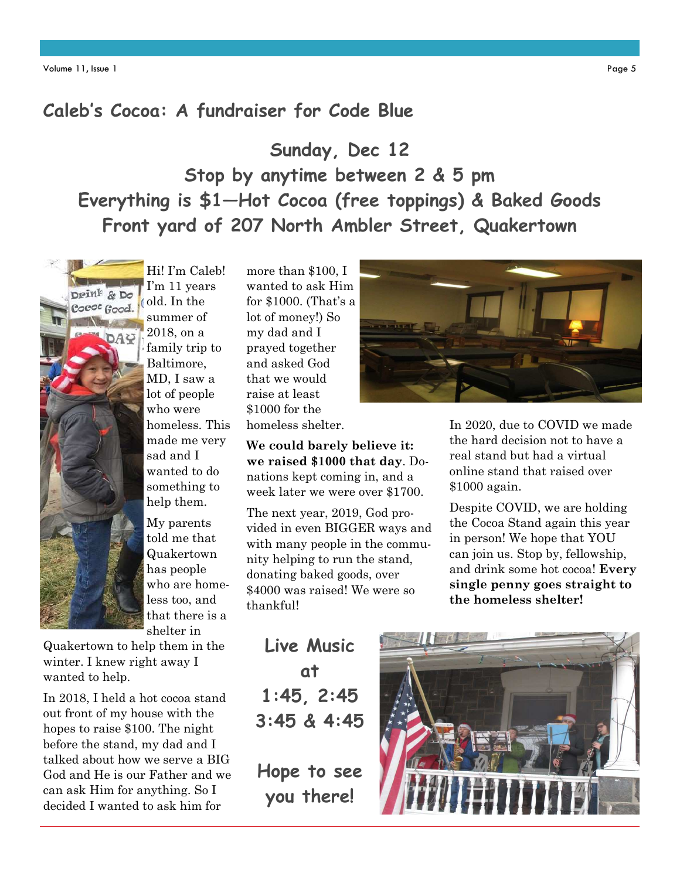## Caleb's Cocoa: A fundraiser for Code Blue

**Sunday, Dec 12**
**Stop by anytime between 2 & 5 pm**
**Everything is $1—Hot Cocoa (free toppings) & Baked Goods**
**Front yard of 207 North Ambler Street, Quakertown**

Hi! I'm Caleb! I'm 11 years old. In the summer of 2018, on a family trip to Baltimore, MD, I saw a lot of people who were homeless. This made me very sad and I wanted to do something to help them.

My parents told me that Quakertown has people who are homeless too, and that there is a shelter in Quakertown to help them in the winter. I knew right away I wanted to help.

In 2018, I held a hot cocoa stand out front of my house with the hopes to raise $100. The night before the stand, my dad and I talked about how we serve a BIG God and He is our Father and we can ask Him for anything. So I decided I wanted to ask him for more than $100, I wanted to ask Him for $1000. (That's a lot of money!) So my dad and I prayed together and asked God that we would raise at least $1000 for the homeless shelter.

**We could barely believe it: we raised $1000 that day**. Donations kept coming in, and a week later we were over $1700.

The next year, 2019, God provided in even BIGGER ways and with many people in the community helping to run the stand, donating baked goods, over $4000 was raised! We were so thankful!

In 2020, due to COVID we made the hard decision not to have a real stand but had a virtual online stand that raised over $1000 again.

Despite COVID, we are holding the Cocoa Stand again this year in person! We hope that YOU can join us. Stop by, fellowship, and drink some hot cocoa! **Every single penny goes straight to the homeless shelter!**

**Live Music at 1:45, 2:45 3:45 & 4:45**

**Hope to see you there!**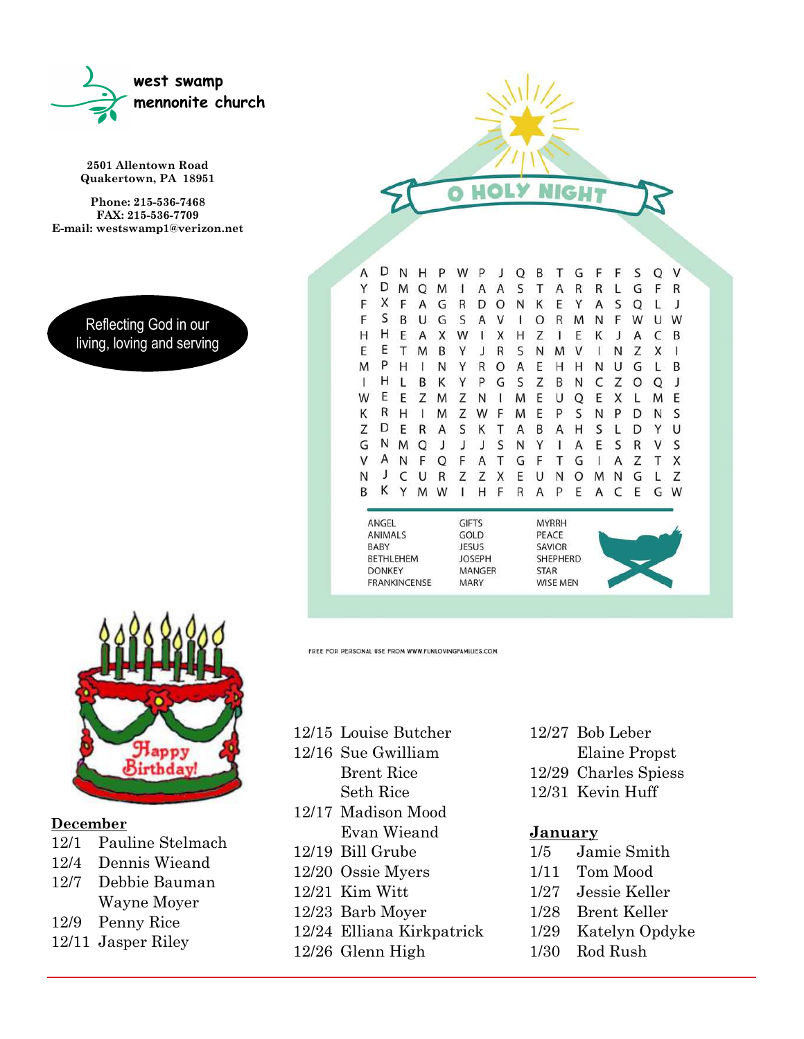**west swamp mennonite church**

**2501 Allentown Road**
**Quakertown, PA 18951**

**Phone: 215-536-7468**
**FAX: 215-536-7709**
**E-mail: westswamp1@verizon.net**

Reflecting God in our living, loving and serving

## O HOLY NIGHT

```
A D N H P W P J Q B T G F F S Q V
Y D M Q M I A A S T A R R L G F R
F X F A G R D O N K E Y A S Q L J
F S B U G S A V I O R M N F W U W
H H E A X W I X H Z I E K J A C B
E E T M B Y J R S N M V I N Z X I
M P H I N Y R O A E H H N U G L B
I H L B K Y P G S Z B N C Z O Q J
W E E Z M Z N I M E U Q E X L M E
K R H I M Z W F M E P S N P D N S
Z D E R A S K T A B A H S L D Y U
G N M Q J J J S N Y I A E S R V S
V A N F Q F A T G F T G I A Z T X
N J C U R Z Z X E U N O M N G L Z
B K Y M W I H F R A P E A C E G W
```

| | | |
|---|---|---|
| ANGEL | GIFTS | MYRRH |
| ANIMALS | GOLD | PEACE |
| BABY | JESUS | SAVIOR |
| BETHLEHEM | JOSEPH | SHEPHERD |
| DONKEY | MANGER | STAR |
| FRANKINCENSE | MARY | WISE MEN |

FREE FOR PERSONAL USE FROM WWW.FUNLOVINGFAMILIES.COM

Happy Birthday!

**December**

12/1 Pauline Stelmach
12/4 Dennis Wieand
12/7 Debbie Bauman
Wayne Moyer
12/9 Penny Rice
12/11 Jasper Riley
12/15 Louise Butcher
12/16 Sue Gwilliam
Brent Rice
Seth Rice
12/17 Madison Mood
Evan Wieand
12/19 Bill Grube
12/20 Ossie Myers
12/21 Kim Witt
12/23 Barb Moyer
12/24 Elliana Kirkpatrick
12/26 Glenn High
12/27 Bob Leber
Elaine Propst
12/29 Charles Spiess
12/31 Kevin Huff

**January**

1/5 Jamie Smith
1/11 Tom Mood
1/27 Jessie Keller
1/28 Brent Keller
1/29 Katelyn Opdyke
1/30 Rod Rush